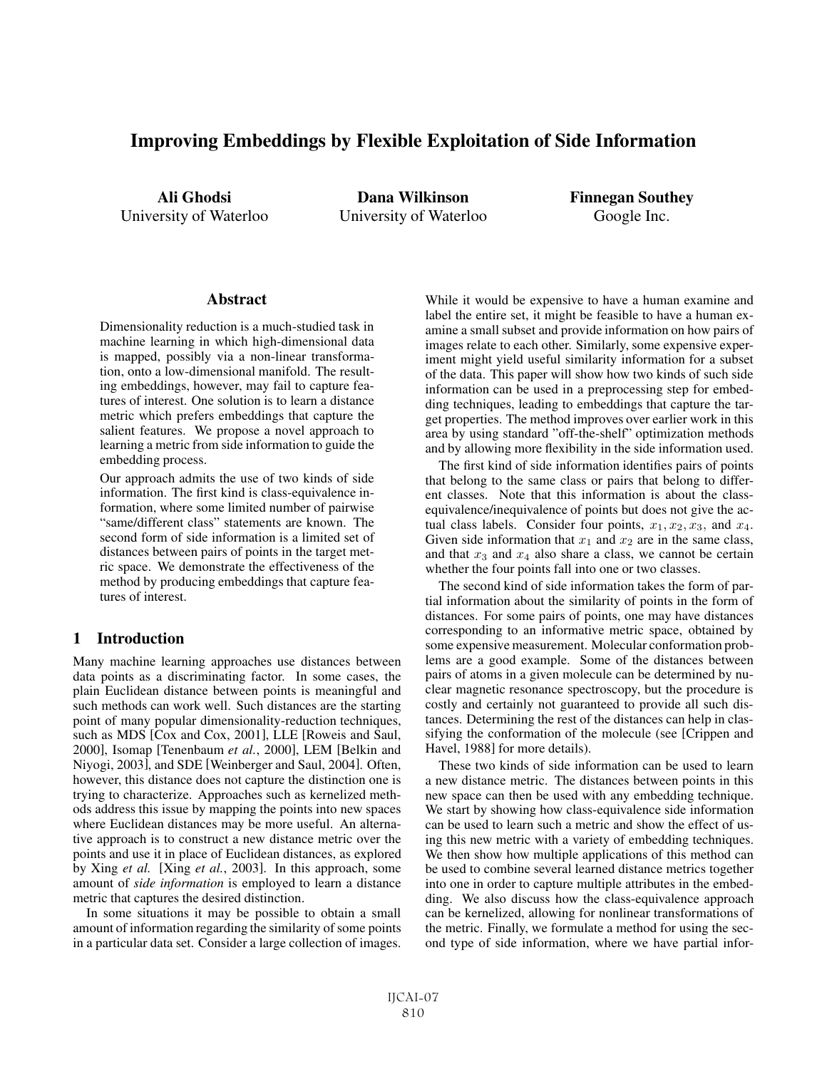# Improving Embeddings by Flexible Exploitation of Side Information

**Ali Ghodsi**
University of Waterloo

**Dana Wilkinson**
University of Waterloo

**Finnegan Southey**
Google Inc.

## Abstract

Dimensionality reduction is a much-studied task in machine learning in which high-dimensional data is mapped, possibly via a non-linear transformation, onto a low-dimensional manifold. The resulting embeddings, however, may fail to capture features of interest. One solution is to learn a distance metric which prefers embeddings that capture the salient features. We propose a novel approach to learning a metric from side information to guide the embedding process.

Our approach admits the use of two kinds of side information. The first kind is class-equivalence information, where some limited number of pairwise "same/different class" statements are known. The second form of side information is a limited set of distances between pairs of points in the target metric space. We demonstrate the effectiveness of the method by producing embeddings that capture features of interest.

## 1 Introduction

Many machine learning approaches use distances between data points as a discriminating factor. In some cases, the plain Euclidean distance between points is meaningful and such methods can work well. Such distances are the starting point of many popular dimensionality-reduction techniques, such as MDS [Cox and Cox, 2001], LLE [Roweis and Saul, 2000], Isomap [Tenenbaum *et al.*, 2000], LEM [Belkin and Niyogi, 2003], and SDE [Weinberger and Saul, 2004]. Often, however, this distance does not capture the distinction one is trying to characterize. Approaches such as kernelized methods address this issue by mapping the points into new spaces where Euclidean distances may be more useful. An alternative approach is to construct a new distance metric over the points and use it in place of Euclidean distances, as explored by Xing *et al.* [Xing *et al.*, 2003]. In this approach, some amount of *side information* is employed to learn a distance metric that captures the desired distinction.

In some situations it may be possible to obtain a small amount of information regarding the similarity of some points in a particular data set. Consider a large collection of images. While it would be expensive to have a human examine and label the entire set, it might be feasible to have a human examine a small subset and provide information on how pairs of images relate to each other. Similarly, some expensive experiment might yield useful similarity information for a subset of the data. This paper will show how two kinds of such side information can be used in a preprocessing step for embedding techniques, leading to embeddings that capture the target properties. The method improves over earlier work in this area by using standard "off-the-shelf" optimization methods and by allowing more flexibility in the side information used.

The first kind of side information identifies pairs of points that belong to the same class or pairs that belong to different classes. Note that this information is about the class-equivalence/inequivalence of points but does not give the actual class labels. Consider four points, $x_1, x_2, x_3$, and $x_4$. Given side information that $x_1$ and $x_2$ are in the same class, and that $x_3$ and $x_4$ also share a class, we cannot be certain whether the four points fall into one or two classes.

The second kind of side information takes the form of partial information about the similarity of points in the form of distances. For some pairs of points, one may have distances corresponding to an informative metric space, obtained by some expensive measurement. Molecular conformation problems are a good example. Some of the distances between pairs of atoms in a given molecule can be determined by nuclear magnetic resonance spectroscopy, but the procedure is costly and certainly not guaranteed to provide all such distances. Determining the rest of the distances can help in classifying the conformation of the molecule (see [Crippen and Havel, 1988] for more details).

These two kinds of side information can be used to learn a new distance metric. The distances between points in this new space can then be used with any embedding technique. We start by showing how class-equivalence side information can be used to learn such a metric and show the effect of using this new metric with a variety of embedding techniques. We then show how multiple applications of this method can be used to combine several learned distance metrics together into one in order to capture multiple attributes in the embedding. We also discuss how the class-equivalence approach can be kernelized, allowing for nonlinear transformations of the metric. Finally, we formulate a method for using the second type of side information, where we have partial infor-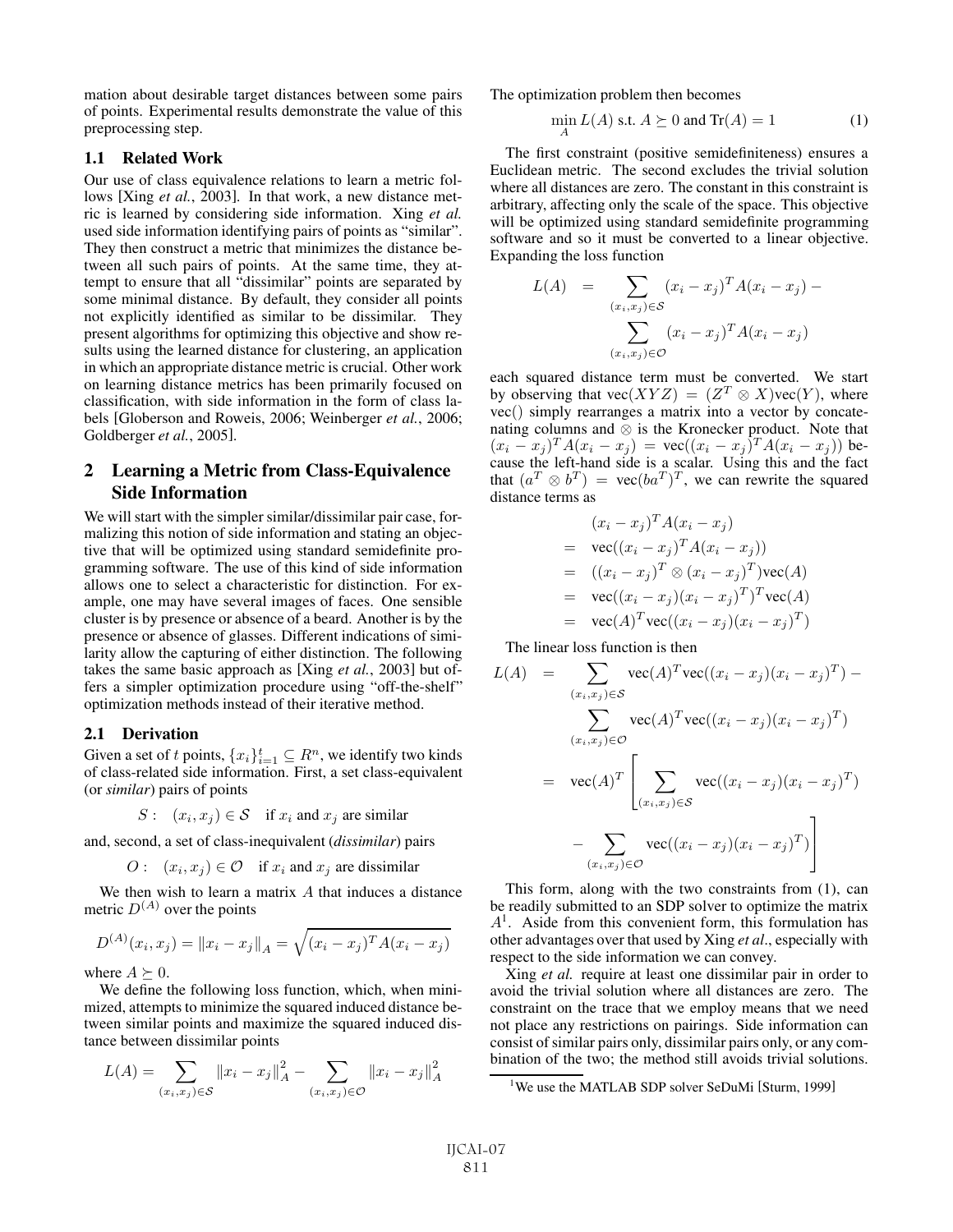mation about desirable target distances between some pairs of points. Experimental results demonstrate the value of this preprocessing step.

### 1.1 Related Work

Our use of class equivalence relations to learn a metric follows [Xing *et al.*, 2003]. In that work, a new distance metric is learned by considering side information. Xing *et al.* used side information identifying pairs of points as "similar". They then construct a metric that minimizes the distance between all such pairs of points. At the same time, they attempt to ensure that all "dissimilar" points are separated by some minimal distance. By default, they consider all points not explicitly identified as similar to be dissimilar. They present algorithms for optimizing this objective and show results using the learned distance for clustering, an application in which an appropriate distance metric is crucial. Other work on learning distance metrics has been primarily focused on classification, with side information in the form of class labels [Globerson and Roweis, 2006; Weinberger *et al.*, 2006; Goldberger *et al.*, 2005].

## 2 Learning a Metric from Class-Equivalence Side Information

We will start with the simpler similar/dissimilar pair case, formalizing this notion of side information and stating an objective that will be optimized using standard semidefinite programming software. The use of this kind of side information allows one to select a characteristic for distinction. For example, one may have several images of faces. One sensible cluster is by presence or absence of a beard. Another is by the presence or absence of glasses. Different indications of similarity allow the capturing of either distinction. The following takes the same basic approach as [Xing *et al.*, 2003] but offers a simpler optimization procedure using "off-the-shelf" optimization methods instead of their iterative method.

### 2.1 Derivation

Given a set of $t$ points, $\{x_i\}_{i=1}^t \subseteq R^n$, we identify two kinds of class-related side information. First, a set class-equivalent (or *similar*) pairs of points

$$S: \quad (x_i, x_j) \in \mathcal{S} \quad \text{if } x_i \text{ and } x_j \text{ are similar}$$

and, second, a set of class-inequivalent (*dissimilar*) pairs

$$O: \quad (x_i, x_j) \in \mathcal{O} \quad \text{if } x_i \text{ and } x_j \text{ are dissimilar}$$

We then wish to learn a matrix $A$ that induces a distance metric $D^{(A)}$ over the points

$$D^{(A)}(x_i, x_j) = \|x_i - x_j\|_A = \sqrt{(x_i - x_j)^T A (x_i - x_j)}$$

where $A \succeq 0$.

We define the following loss function, which, when minimized, attempts to minimize the squared induced distance between similar points and maximize the squared induced distance between dissimilar points

$$L(A) = \sum_{(x_i,x_j)\in\mathcal{S}} \|x_i - x_j\|_A^2 - \sum_{(x_i,x_j)\in\mathcal{O}} \|x_i - x_j\|_A^2$$

The optimization problem then becomes

$$\min_A L(A) \text{ s.t. } A \succeq 0 \text{ and } \text{Tr}(A) = 1 \tag{1}$$

The first constraint (positive semidefiniteness) ensures a Euclidean metric. The second excludes the trivial solution where all distances are zero. The constant in this constraint is arbitrary, affecting only the scale of the space. This objective will be optimized using standard semidefinite programming software and so it must be converted to a linear objective. Expanding the loss function

$$\begin{aligned} L(A) &= \sum_{(x_i,x_j)\in\mathcal{S}} (x_i - x_j)^T A (x_i - x_j) - \\ &\quad \sum_{(x_i,x_j)\in\mathcal{O}} (x_i - x_j)^T A (x_i - x_j) \end{aligned}$$

each squared distance term must be converted. We start by observing that $\text{vec}(XYZ) = (Z^T \otimes X)\text{vec}(Y)$, where vec() simply rearranges a matrix into a vector by concatenating columns and $\otimes$ is the Kronecker product. Note that $(x_i - x_j)^T A (x_i - x_j) = \text{vec}((x_i - x_j)^T A (x_i - x_j))$ because the left-hand side is a scalar. Using this and the fact that $(a^T \otimes b^T) = \text{vec}(ba^T)^T$, we can rewrite the squared distance terms as

$$\begin{aligned} &(x_i - x_j)^T A (x_i - x_j) \\ &= \text{vec}((x_i - x_j)^T A (x_i - x_j)) \\ &= ((x_i - x_j)^T \otimes (x_i - x_j)^T)\text{vec}(A) \\ &= \text{vec}((x_i - x_j)(x_i - x_j)^T)^T \text{vec}(A) \\ &= \text{vec}(A)^T \text{vec}((x_i - x_j)(x_i - x_j)^T) \end{aligned}$$

The linear loss function is then

$$\begin{aligned} L(A) &= \sum_{(x_i,x_j)\in\mathcal{S}} \text{vec}(A)^T \text{vec}((x_i - x_j)(x_i - x_j)^T) - \\ &\quad \sum_{(x_i,x_j)\in\mathcal{O}} \text{vec}(A)^T \text{vec}((x_i - x_j)(x_i - x_j)^T) \\ &= \text{vec}(A)^T \left[ \sum_{(x_i,x_j)\in\mathcal{S}} \text{vec}((x_i - x_j)(x_i - x_j)^T) \right. \\ &\quad \left. - \sum_{(x_i,x_j)\in\mathcal{O}} \text{vec}((x_i - x_j)(x_i - x_j)^T) \right] \end{aligned}$$

This form, along with the two constraints from (1), can be readily submitted to an SDP solver to optimize the matrix $A$[1]. Aside from this convenient form, this formulation has other advantages over that used by Xing *et al*., especially with respect to the side information we can convey.

Xing *et al.* require at least one dissimilar pair in order to avoid the trivial solution where all distances are zero. The constraint on the trace that we employ means that we need not place any restrictions on pairings. Side information can consist of similar pairs only, dissimilar pairs only, or any combination of the two; the method still avoids trivial solutions.

[1] We use the MATLAB SDP solver SeDuMi [Sturm, 1999]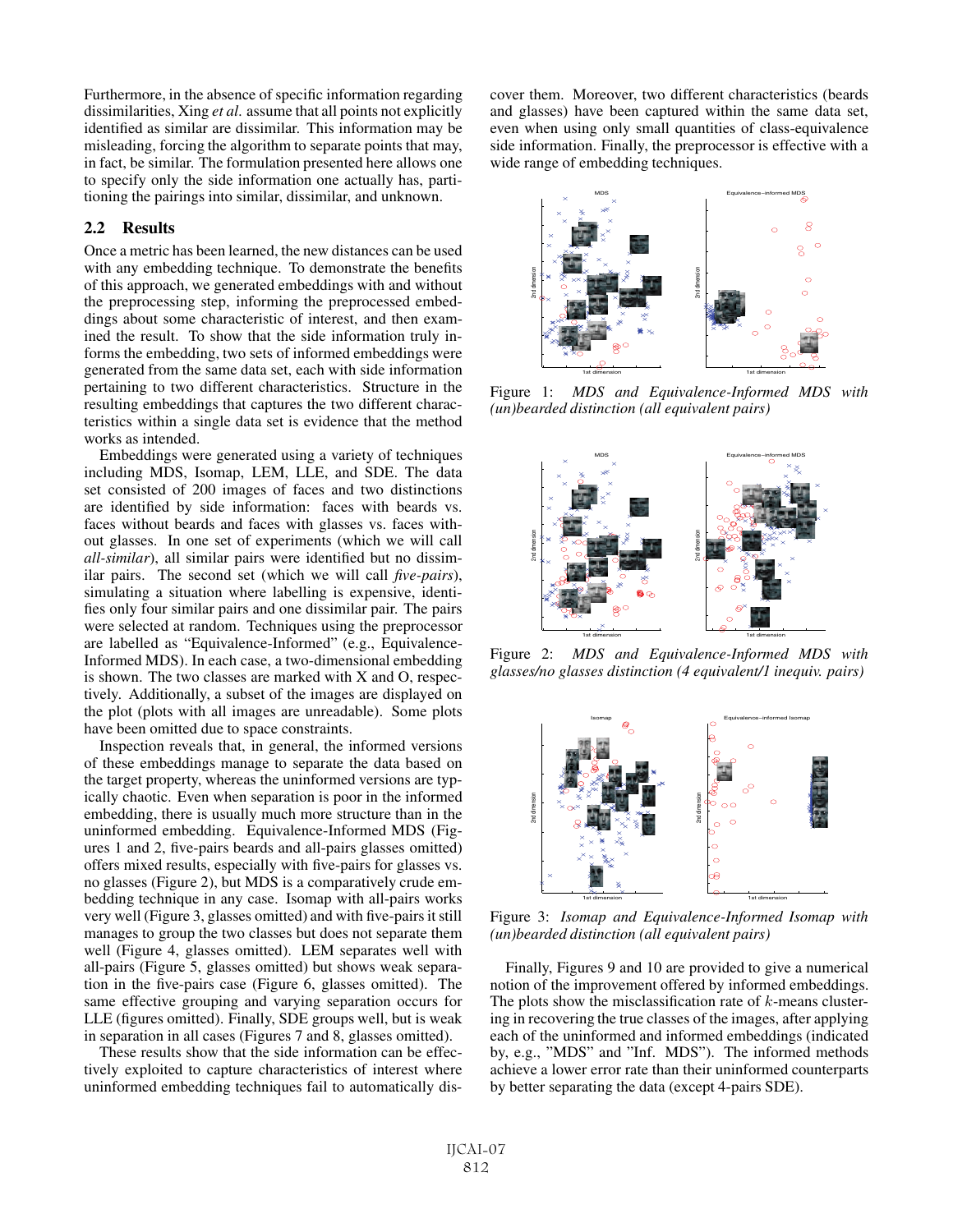Furthermore, in the absence of specific information regarding dissimilarities, Xing *et al.* assume that all points not explicitly identified as similar are dissimilar. This information may be misleading, forcing the algorithm to separate points that may, in fact, be similar. The formulation presented here allows one to specify only the side information one actually has, partitioning the pairings into similar, dissimilar, and unknown.

## 2.2 Results

Once a metric has been learned, the new distances can be used with any embedding technique. To demonstrate the benefits of this approach, we generated embeddings with and without the preprocessing step, informing the preprocessed embeddings about some characteristic of interest, and then examined the result. To show that the side information truly informs the embedding, two sets of informed embeddings were generated from the same data set, each with side information pertaining to two different characteristics. Structure in the resulting embeddings that captures the two different characteristics within a single data set is evidence that the method works as intended.

Embeddings were generated using a variety of techniques including MDS, Isomap, LEM, LLE, and SDE. The data set consisted of 200 images of faces and two distinctions are identified by side information: faces with beards vs. faces without beards and faces with glasses vs. faces without glasses. In one set of experiments (which we will call *all-similar*), all similar pairs were identified but no dissimilar pairs. The second set (which we will call *five-pairs*), simulating a situation where labelling is expensive, identifies only four similar pairs and one dissimilar pair. The pairs were selected at random. Techniques using the preprocessor are labelled as "Equivalence-Informed" (e.g., Equivalence-Informed MDS). In each case, a two-dimensional embedding is shown. The two classes are marked with X and O, respectively. Additionally, a subset of the images are displayed on the plot (plots with all images are unreadable). Some plots have been omitted due to space constraints.

Inspection reveals that, in general, the informed versions of these embeddings manage to separate the data based on the target property, whereas the uninformed versions are typically chaotic. Even when separation is poor in the informed embedding, there is usually much more structure than in the uninformed embedding. Equivalence-Informed MDS (Figures 1 and 2, five-pairs beards and all-pairs glasses omitted) offers mixed results, especially with five-pairs for glasses vs. no glasses (Figure 2), but MDS is a comparatively crude embedding technique in any case. Isomap with all-pairs works very well (Figure 3, glasses omitted) and with five-pairs it still manages to group the two classes but does not separate them well (Figure 4, glasses omitted). LEM separates well with all-pairs (Figure 5, glasses omitted) but shows weak separation in the five-pairs case (Figure 6, glasses omitted). The same effective grouping and varying separation occurs for LLE (figures omitted). Finally, SDE groups well, but is weak in separation in all cases (Figures 7 and 8, glasses omitted).

These results show that the side information can be effectively exploited to capture characteristics of interest where uninformed embedding techniques fail to automatically discover them. Moreover, two different characteristics (beards and glasses) have been captured within the same data set, even when using only small quantities of class-equivalence side information. Finally, the preprocessor is effective with a wide range of embedding techniques.

MDS
Equivalence-informed MDS
2nd dimension
1st dimension

Figure 1: *MDS and Equivalence-Informed MDS with (un)bearded distinction (all equivalent pairs)*

MDS
Equivalence-informed MDS
2nd dimension
1st dimension

Figure 2: *MDS and Equivalence-Informed MDS with glasses/no glasses distinction (4 equivalent/1 inequiv. pairs)*

Isomap
Equivalence-informed Isomap
2nd dimension
1st dimension

Figure 3: *Isomap and Equivalence-Informed Isomap with (un)bearded distinction (all equivalent pairs)*

Finally, Figures 9 and 10 are provided to give a numerical notion of the improvement offered by informed embeddings. The plots show the misclassification rate of $k$-means clustering in recovering the true classes of the images, after applying each of the uninformed and informed embeddings (indicated by, e.g., "MDS" and "Inf. MDS"). The informed methods achieve a lower error rate than their uninformed counterparts by better separating the data (except 4-pairs SDE).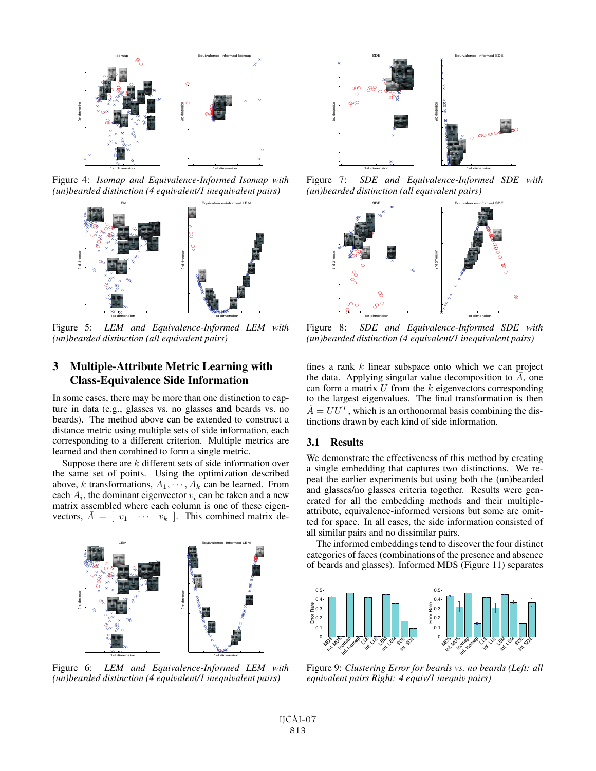Isomap

2nd dimension

1st dimension

Equivalence–informed Isomap

2nd dimension

1st dimension

Figure 4: *Isomap and Equivalence-Informed Isomap with (un)bearded distinction (4 equivalent/1 inequivalent pairs)*

LEM

2nd dimension

1st dimension

Equivalence–informed LEM

2nd dimension

1st dimension

Figure 5: *LEM and Equivalence-Informed LEM with (un)bearded distinction (all equivalent pairs)*

## 3 Multiple-Attribute Metric Learning with Class-Equivalence Side Information

In some cases, there may be more than one distinction to capture in data (e.g., glasses vs. no glasses **and** beards vs. no beards). The method above can be extended to construct a distance metric using multiple sets of side information, each corresponding to a different criterion. Multiple metrics are learned and then combined to form a single metric.

Suppose there are $k$ different sets of side information over the same set of points. Using the optimization described above, $k$ transformations, $A_1, \cdots, A_k$ can be learned. From each $A_i$, the dominant eigenvector $v_i$ can be taken and a new matrix assembled where each column is one of these eigenvectors, $\bar{A} = [\, v_1 \quad \cdots \quad v_k \,]$. This combined matrix defines a rank $k$ linear subspace onto which we can project the data. Applying singular value decomposition to $\bar{A}$, one can form a matrix $U$ from the $k$ eigenvectors corresponding to the largest eigenvalues. The final transformation is then $\hat{A} = UU^T$, which is an orthonormal basis combining the distinctions drawn by each kind of side information.

LEM

2nd dimension

1st dimension

Equivalence–informed LEM

2nd dimension

1st dimension

Figure 6: *LEM and Equivalence-Informed LEM with (un)bearded distinction (4 equivalent/1 inequivalent pairs)*

SDE

2nd dimension

1st dimension

Equivalence–informed SDE

2nd dimension

1st dimension

Figure 7: *SDE and Equivalence-Informed SDE with (un)bearded distinction (all equivalent pairs)*

SDE

2nd dimension

1st dimension

Equivalence–informed SDE

2nd dimension

1st dimension

Figure 8: *SDE and Equivalence-Informed SDE with (un)bearded distinction (4 equivalent/1 inequivalent pairs)*

### 3.1 Results

We demonstrate the effectiveness of this method by creating a single embedding that captures two distinctions. We repeat the earlier experiments but using both the (un)bearded and glasses/no glasses criteria together. Results were generated for all the embedding methods and their multiple-attribute, equivalence-informed versions but some are omitted for space. In all cases, the side information consisted of all similar pairs and no dissimilar pairs.

The informed embeddings tend to discover the four distinct categories of faces (combinations of the presence and absence of beards and glasses). Informed MDS (Figure 11) separates

Error Rate

0.5
0.4
0.3
0.2
0.1
0

MDS Inf. MDS Isomap Inf. Isomap LLE Inf. LLE LEM Inf. LEM SDE Inf. SDE

Error Rate

0.5
0.4
0.3
0.2
0.1
0

MDS Inf. MDS Isomap Inf. Isomap LLE Inf. LLE LEM Inf. LEM SDE Inf. SDE

Figure 9: *Clustering Error for beards vs. no beards (Left: all equivalent pairs Right: 4 equiv/1 inequiv pairs)*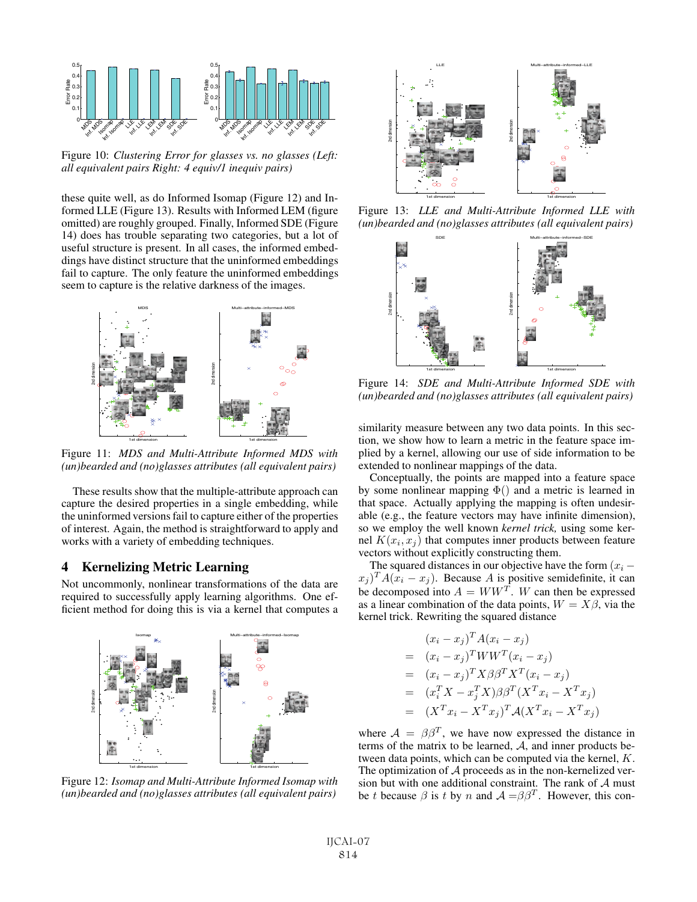Figure 10: *Clustering Error for glasses vs. no glasses (Left: all equivalent pairs Right: 4 equiv/1 inequiv pairs)*

these quite well, as do Informed Isomap (Figure 12) and Informed LLE (Figure 13). Results with Informed LEM (figure omitted) are roughly grouped. Finally, Informed SDE (Figure 14) does has trouble separating two categories, but a lot of useful structure is present. In all cases, the informed embeddings have distinct structure that the uninformed embeddings fail to capture. The only feature the uninformed embeddings seem to capture is the relative darkness of the images.

Figure 11: *MDS and Multi-Attribute Informed MDS with (un)bearded and (no)glasses attributes (all equivalent pairs)*

These results show that the multiple-attribute approach can capture the desired properties in a single embedding, while the uninformed versions fail to capture either of the properties of interest. Again, the method is straightforward to apply and works with a variety of embedding techniques.

## 4 Kernelizing Metric Learning

Not uncommonly, nonlinear transformations of the data are required to successfully apply learning algorithms. One efficient method for doing this is via a kernel that computes a

Figure 12: *Isomap and Multi-Attribute Informed Isomap with (un)bearded and (no)glasses attributes (all equivalent pairs)*

Figure 13: *LLE and Multi-Attribute Informed LLE with (un)bearded and (no)glasses attributes (all equivalent pairs)*

Figure 14: *SDE and Multi-Attribute Informed SDE with (un)bearded and (no)glasses attributes (all equivalent pairs)*

similarity measure between any two data points. In this section, we show how to learn a metric in the feature space implied by a kernel, allowing our use of side information to be extended to nonlinear mappings of the data.

Conceptually, the points are mapped into a feature space by some nonlinear mapping $\Phi()$ and a metric is learned in that space. Actually applying the mapping is often undesirable (e.g., the feature vectors may have infinite dimension), so we employ the well known *kernel trick,* using some kernel $K(x_i, x_j)$ that computes inner products between feature vectors without explicitly constructing them.

The squared distances in our objective have the form $(x_i - x_j)^T A(x_i - x_j)$. Because $A$ is positive semidefinite, it can be decomposed into $A = WW^T$. $W$ can then be expressed as a linear combination of the data points, $W = X\beta$, via the kernel trick. Rewriting the squared distance

$$
\begin{aligned}
& (x_i - x_j)^T A(x_i - x_j) \\
= \; & (x_i - x_j)^T W W^T (x_i - x_j) \\
= \; & (x_i - x_j)^T X \beta \beta^T X^T (x_i - x_j) \\
= \; & (x_i^T X - x_j^T X) \beta \beta^T (X^T x_i - X^T x_j) \\
= \; & (X^T x_i - X^T x_j)^T \mathcal{A} (X^T x_i - X^T x_j)
\end{aligned}
$$

where $\mathcal{A} = \beta\beta^T$, we have now expressed the distance in terms of the matrix to be learned, $\mathcal{A}$, and inner products between data points, which can be computed via the kernel, $K$. The optimization of $\mathcal{A}$ proceeds as in the non-kernelized version but with one additional constraint. The rank of $\mathcal{A}$ must be $t$ because $\beta$ is $t$ by $n$ and $\mathcal{A} = \beta\beta^T$. However, this con-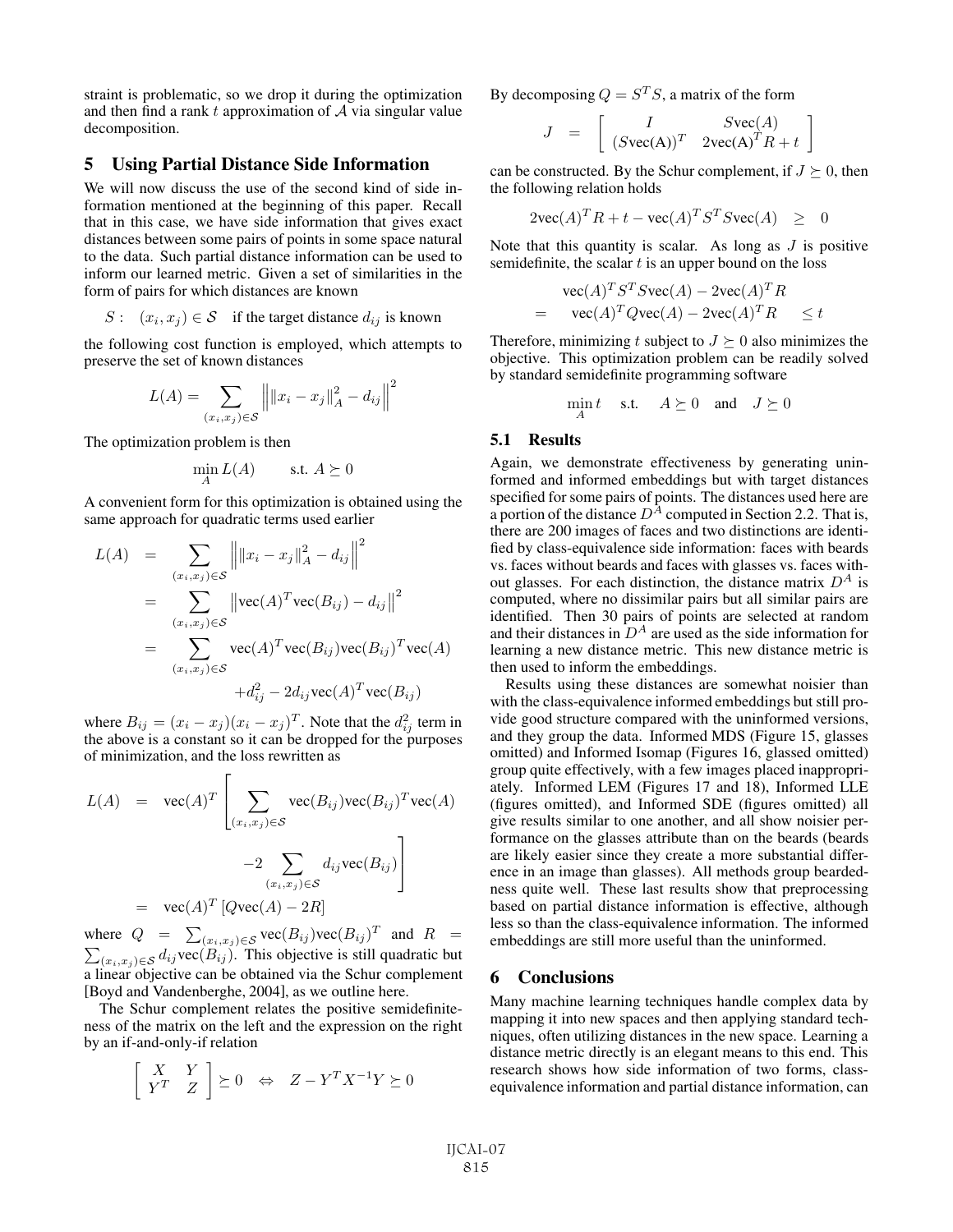straint is problematic, so we drop it during the optimization and then find a rank $t$ approximation of $\mathcal{A}$ via singular value decomposition.

## 5 Using Partial Distance Side Information

We will now discuss the use of the second kind of side information mentioned at the beginning of this paper. Recall that in this case, we have side information that gives exact distances between some pairs of points in some space natural to the data. Such partial distance information can be used to inform our learned metric. Given a set of similarities in the form of pairs for which distances are known

$$S: \quad (x_i, x_j) \in \mathcal{S} \quad \text{if the target distance } d_{ij} \text{ is known}$$

the following cost function is employed, which attempts to preserve the set of known distances

$$L(A) = \sum_{(x_i,x_j)\in\mathcal{S}} \left\| \|x_i - x_j\|_A^2 - d_{ij} \right\|^2$$

The optimization problem is then

$$\min_A L(A) \qquad \text{s.t. } A \succeq 0$$

A convenient form for this optimization is obtained using the same approach for quadratic terms used earlier

$$\begin{aligned}
L(A) &= \sum_{(x_i,x_j)\in\mathcal{S}} \left\| \|x_i - x_j\|_A^2 - d_{ij} \right\|^2 \\
&= \sum_{(x_i,x_j)\in\mathcal{S}} \left\| \text{vec}(A)^T \text{vec}(B_{ij}) - d_{ij} \right\|^2 \\
&= \sum_{(x_i,x_j)\in\mathcal{S}} \text{vec}(A)^T \text{vec}(B_{ij}) \text{vec}(B_{ij})^T \text{vec}(A) \\
&\qquad + d_{ij}^2 - 2 d_{ij} \text{vec}(A)^T \text{vec}(B_{ij})
\end{aligned}$$

where $B_{ij} = (x_i - x_j)(x_i - x_j)^T$. Note that the $d_{ij}^2$ term in the above is a constant so it can be dropped for the purposes of minimization, and the loss rewritten as

$$\begin{aligned}
L(A) &= \text{vec}(A)^T \left[ \sum_{(x_i,x_j)\in\mathcal{S}} \text{vec}(B_{ij}) \text{vec}(B_{ij})^T \text{vec}(A) \right. \\
&\qquad \left. - 2 \sum_{(x_i,x_j)\in\mathcal{S}} d_{ij} \text{vec}(B_{ij}) \right] \\
&= \text{vec}(A)^T \left[ Q \text{vec}(A) - 2R \right]
\end{aligned}$$

where $Q = \sum_{(x_i,x_j)\in\mathcal{S}} \text{vec}(B_{ij}) \text{vec}(B_{ij})^T$ and $R = \sum_{(x_i,x_j)\in\mathcal{S}} d_{ij} \text{vec}(B_{ij})$. This objective is still quadratic but a linear objective can be obtained via the Schur complement [Boyd and Vandenberghe, 2004], as we outline here.

The Schur complement relates the positive semidefiniteness of the matrix on the left and the expression on the right by an if-and-only-if relation

$$\begin{bmatrix} X & Y \\ Y^T & Z \end{bmatrix} \succeq 0 \quad \Leftrightarrow \quad Z - Y^T X^{-1} Y \succeq 0$$

By decomposing $Q = S^T S$, a matrix of the form

$$J = \begin{bmatrix} I & S\text{vec}(A) \\ (S\text{vec(A)})^T & 2\text{vec(A)}^T R + t \end{bmatrix}$$

can be constructed. By the Schur complement, if $J \succeq 0$, then the following relation holds

$$2\text{vec}(A)^T R + t - \text{vec}(A)^T S^T S \text{vec}(A) \quad \geq \quad 0$$

Note that this quantity is scalar. As long as $J$ is positive semidefinite, the scalar $t$ is an upper bound on the loss

$$\begin{aligned}
& \text{vec}(A)^T S^T S \text{vec}(A) - 2\text{vec}(A)^T R \\
= \quad & \text{vec}(A)^T Q \text{vec}(A) - 2\text{vec}(A)^T R \quad \leq t
\end{aligned}$$

Therefore, minimizing $t$ subject to $J \succeq 0$ also minimizes the objective. This optimization problem can be readily solved by standard semidefinite programming software

$$\min_A t \quad \text{s.t.} \quad A \succeq 0 \quad \text{and} \quad J \succeq 0$$

### 5.1 Results

Again, we demonstrate effectiveness by generating uninformed and informed embeddings but with target distances specified for some pairs of points. The distances used here are a portion of the distance $D^A$ computed in Section 2.2. That is, there are 200 images of faces and two distinctions are identified by class-equivalence side information: faces with beards vs. faces without beards and faces with glasses vs. faces without glasses. For each distinction, the distance matrix $D^A$ is computed, where no dissimilar pairs but all similar pairs are identified. Then 30 pairs of points are selected at random and their distances in $D^A$ are used as the side information for learning a new distance metric. This new distance metric is then used to inform the embeddings.

Results using these distances are somewhat noisier than with the class-equivalence informed embeddings but still provide good structure compared with the uninformed versions, and they group the data. Informed MDS (Figure 15, glasses omitted) and Informed Isomap (Figures 16, glassed omitted) group quite effectively, with a few images placed inappropriately. Informed LEM (Figures 17 and 18), Informed LLE (figures omitted), and Informed SDE (figures omitted) all give results similar to one another, and all show noisier performance on the glasses attribute than on the beards (beards are likely easier since they create a more substantial difference in an image than glasses). All methods group beardedness quite well. These last results show that preprocessing based on partial distance information is effective, although less so than the class-equivalence information. The informed embeddings are still more useful than the uninformed.

## 6 Conclusions

Many machine learning techniques handle complex data by mapping it into new spaces and then applying standard techniques, often utilizing distances in the new space. Learning a distance metric directly is an elegant means to this end. This research shows how side information of two forms, class-equivalence information and partial distance information, can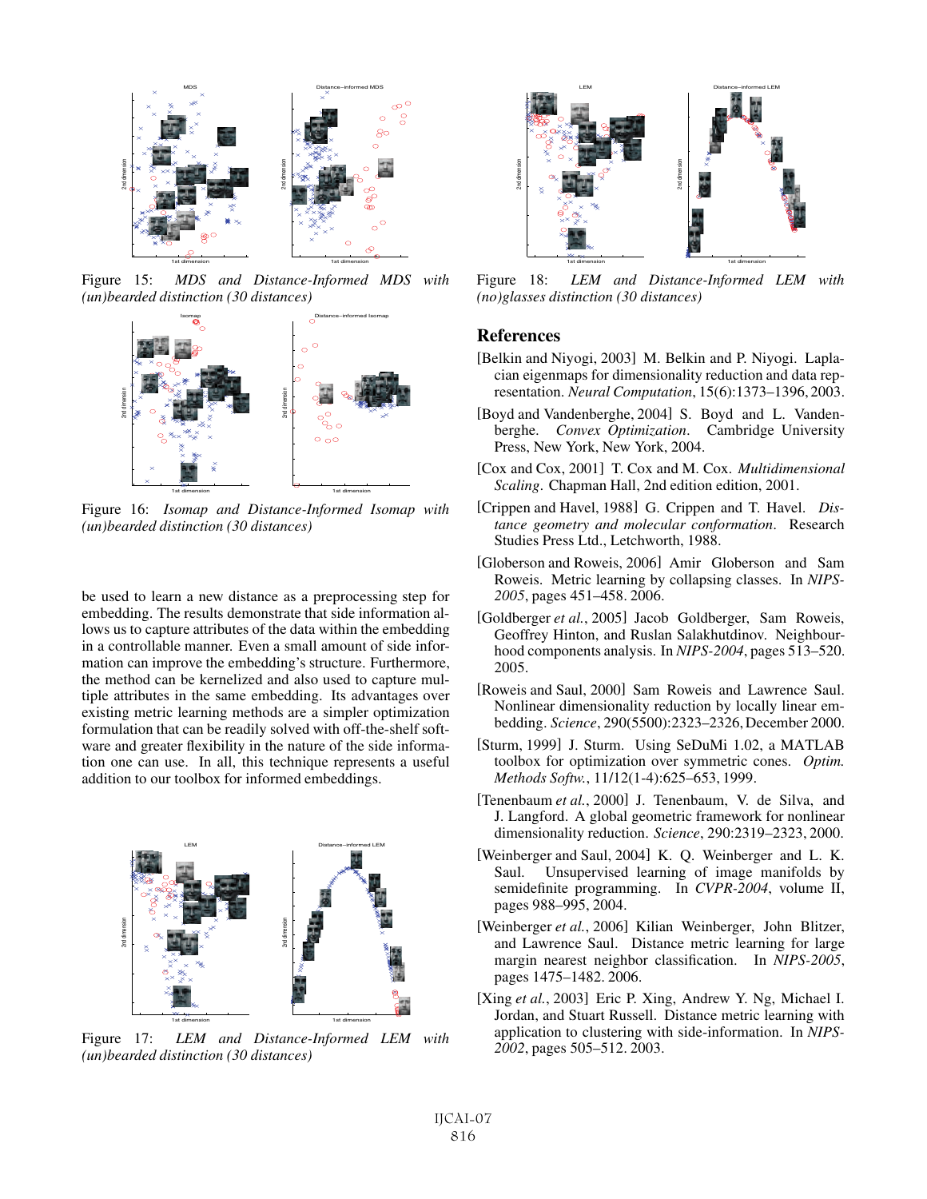MDS

2nd dimension

1st dimension

Distance–informed MDS

2nd dimension

1st dimension

Figure 15: *MDS and Distance-Informed MDS with (un)bearded distinction (30 distances)*

Isomap

2nd dimension

1st dimension

Distance–informed Isomap

2nd dimension

1st dimension

Figure 16: *Isomap and Distance-Informed Isomap with (un)bearded distinction (30 distances)*

be used to learn a new distance as a preprocessing step for embedding. The results demonstrate that side information allows us to capture attributes of the data within the embedding in a controllable manner. Even a small amount of side information can improve the embedding's structure. Furthermore, the method can be kernelized and also used to capture multiple attributes in the same embedding. Its advantages over existing metric learning methods are a simpler optimization formulation that can be readily solved with off-the-shelf software and greater flexibility in the nature of the side information one can use. In all, this technique represents a useful addition to our toolbox for informed embeddings.

LEM

2nd dimension

1st dimension

Distance–informed LEM

2nd dimension

1st dimension

Figure 17: *LEM and Distance-Informed LEM with (un)bearded distinction (30 distances)*

LEM

2nd dimension

1st dimension

Distance–informed LEM

2nd dimension

1st dimension

Figure 18: *LEM and Distance-Informed LEM with (no)glasses distinction (30 distances)*

## References

[Belkin and Niyogi, 2003] M. Belkin and P. Niyogi. Laplacian eigenmaps for dimensionality reduction and data representation. *Neural Computation*, 15(6):1373–1396, 2003.

[Boyd and Vandenberghe, 2004] S. Boyd and L. Vandenberghe. *Convex Optimization*. Cambridge University Press, New York, New York, 2004.

[Cox and Cox, 2001] T. Cox and M. Cox. *Multidimensional Scaling*. Chapman Hall, 2nd edition edition, 2001.

[Crippen and Havel, 1988] G. Crippen and T. Havel. *Distance geometry and molecular conformation*. Research Studies Press Ltd., Letchworth, 1988.

[Globerson and Roweis, 2006] Amir Globerson and Sam Roweis. Metric learning by collapsing classes. In *NIPS-2005*, pages 451–458. 2006.

[Goldberger *et al.*, 2005] Jacob Goldberger, Sam Roweis, Geoffrey Hinton, and Ruslan Salakhutdinov. Neighbourhood components analysis. In *NIPS-2004*, pages 513–520. 2005.

[Roweis and Saul, 2000] Sam Roweis and Lawrence Saul. Nonlinear dimensionality reduction by locally linear embedding. *Science*, 290(5500):2323–2326, December 2000.

[Sturm, 1999] J. Sturm. Using SeDuMi 1.02, a MATLAB toolbox for optimization over symmetric cones. *Optim. Methods Softw.*, 11/12(1-4):625–653, 1999.

[Tenenbaum *et al.*, 2000] J. Tenenbaum, V. de Silva, and J. Langford. A global geometric framework for nonlinear dimensionality reduction. *Science*, 290:2319–2323, 2000.

[Weinberger and Saul, 2004] K. Q. Weinberger and L. K. Saul. Unsupervised learning of image manifolds by semidefinite programming. In *CVPR-2004*, volume II, pages 988–995, 2004.

[Weinberger *et al.*, 2006] Kilian Weinberger, John Blitzer, and Lawrence Saul. Distance metric learning for large margin nearest neighbor classification. In *NIPS-2005*, pages 1475–1482. 2006.

[Xing *et al.*, 2003] Eric P. Xing, Andrew Y. Ng, Michael I. Jordan, and Stuart Russell. Distance metric learning with application to clustering with side-information. In *NIPS-2002*, pages 505–512. 2003.